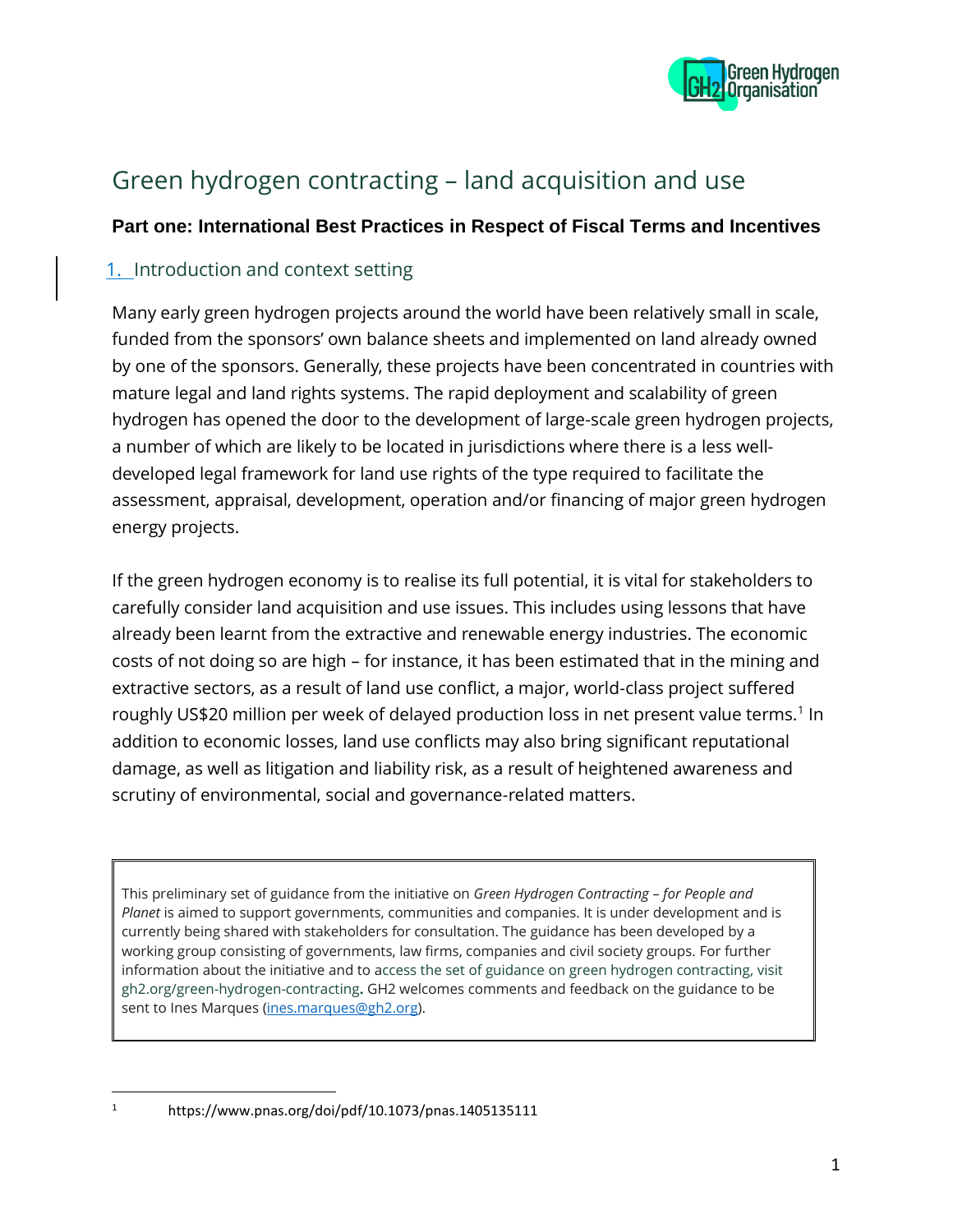# Green hydrogen contracting – land acquisition and use

**Part one: International Best Practices in Respect of Fiscal Terms and Incentives**

## 1. Introduction and context setting

Many early green hydrogen projects around the world have been relatively small in scale, funded from the sponsors' own balance sheets and implemented on land already owned by one of the sponsors. Generally, these projects have been concentrated in countries with mature legal and land rights systems. The rapid deployment and scalability of green hydrogen has opened the door to the development of large-scale green hydrogen projects, a number of which are likely to be located in jurisdictions where there is a less well-developed legal framework for land use rights of the type required to facilitate the assessment, appraisal, development, operation and/or financing of major green hydrogen energy projects.

If the green hydrogen economy is to realise its full potential, it is vital for stakeholders to carefully consider land acquisition and use issues. This includes using lessons that have already been learnt from the extractive and renewable energy industries. The economic costs of not doing so are high – for instance, it has been estimated that in the mining and extractive sectors, as a result of land use conflict, a major, world-class project suffered roughly US$20 million per week of delayed production loss in net present value terms.[1] In addition to economic losses, land use conflicts may also bring significant reputational damage, as well as litigation and liability risk, as a result of heightened awareness and scrutiny of environmental, social and governance-related matters.

> This preliminary set of guidance from the initiative on *Green Hydrogen Contracting – for People and Planet* is aimed to support governments, communities and companies. It is under development and is currently being shared with stakeholders for consultation. The guidance has been developed by a working group consisting of governments, law firms, companies and civil society groups. For further information about the initiative and to access the set of guidance on green hydrogen contracting, visit gh2.org/green-hydrogen-contracting**.** GH2 welcomes comments and feedback on the guidance to be sent to Ines Marques (ines.marques@gh2.org).

[1] https://www.pnas.org/doi/pdf/10.1073/pnas.1405135111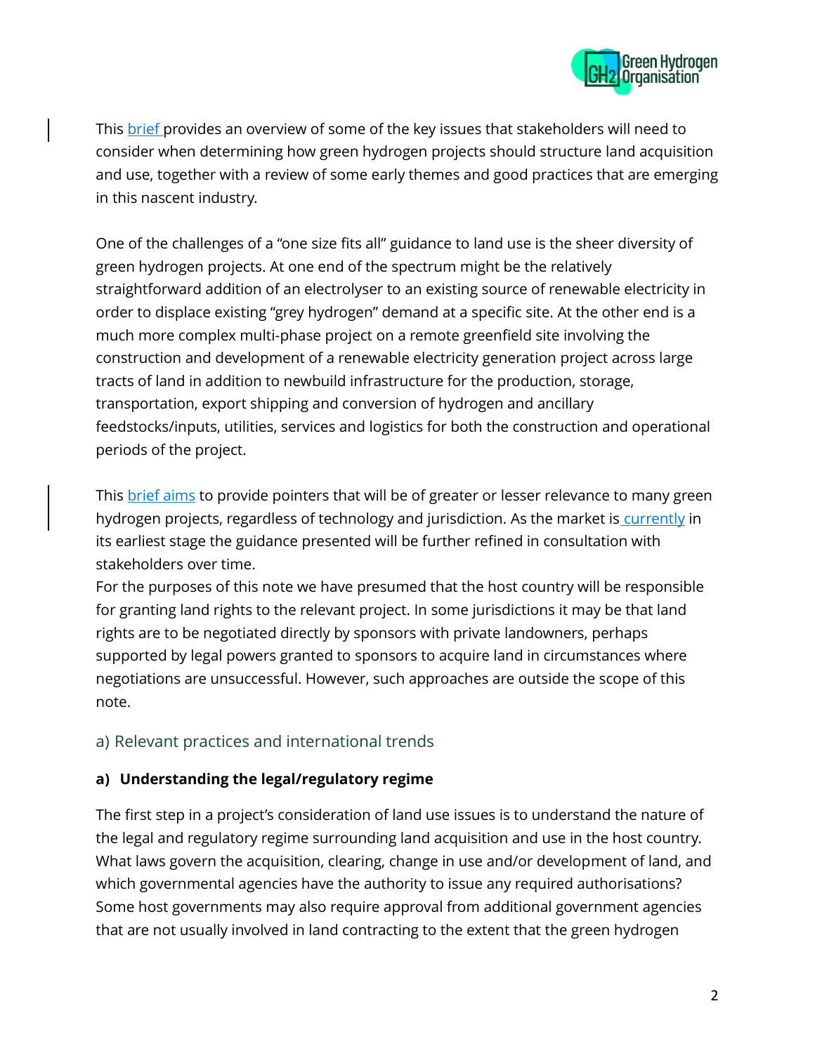This brief provides an overview of some of the key issues that stakeholders will need to consider when determining how green hydrogen projects should structure land acquisition and use, together with a review of some early themes and good practices that are emerging in this nascent industry.

One of the challenges of a "one size fits all" guidance to land use is the sheer diversity of green hydrogen projects. At one end of the spectrum might be the relatively straightforward addition of an electrolyser to an existing source of renewable electricity in order to displace existing "grey hydrogen" demand at a specific site. At the other end is a much more complex multi-phase project on a remote greenfield site involving the construction and development of a renewable electricity generation project across large tracts of land in addition to newbuild infrastructure for the production, storage, transportation, export shipping and conversion of hydrogen and ancillary feedstocks/inputs, utilities, services and logistics for both the construction and operational periods of the project.

This brief aims to provide pointers that will be of greater or lesser relevance to many green hydrogen projects, regardless of technology and jurisdiction. As the market is currently in its earliest stage the guidance presented will be further refined in consultation with stakeholders over time.

For the purposes of this note we have presumed that the host country will be responsible for granting land rights to the relevant project. In some jurisdictions it may be that land rights are to be negotiated directly by sponsors with private landowners, perhaps supported by legal powers granted to sponsors to acquire land in circumstances where negotiations are unsuccessful. However, such approaches are outside the scope of this note.

## a) Relevant practices and international trends

### a) Understanding the legal/regulatory regime

The first step in a project's consideration of land use issues is to understand the nature of the legal and regulatory regime surrounding land acquisition and use in the host country. What laws govern the acquisition, clearing, change in use and/or development of land, and which governmental agencies have the authority to issue any required authorisations? Some host governments may also require approval from additional government agencies that are not usually involved in land contracting to the extent that the green hydrogen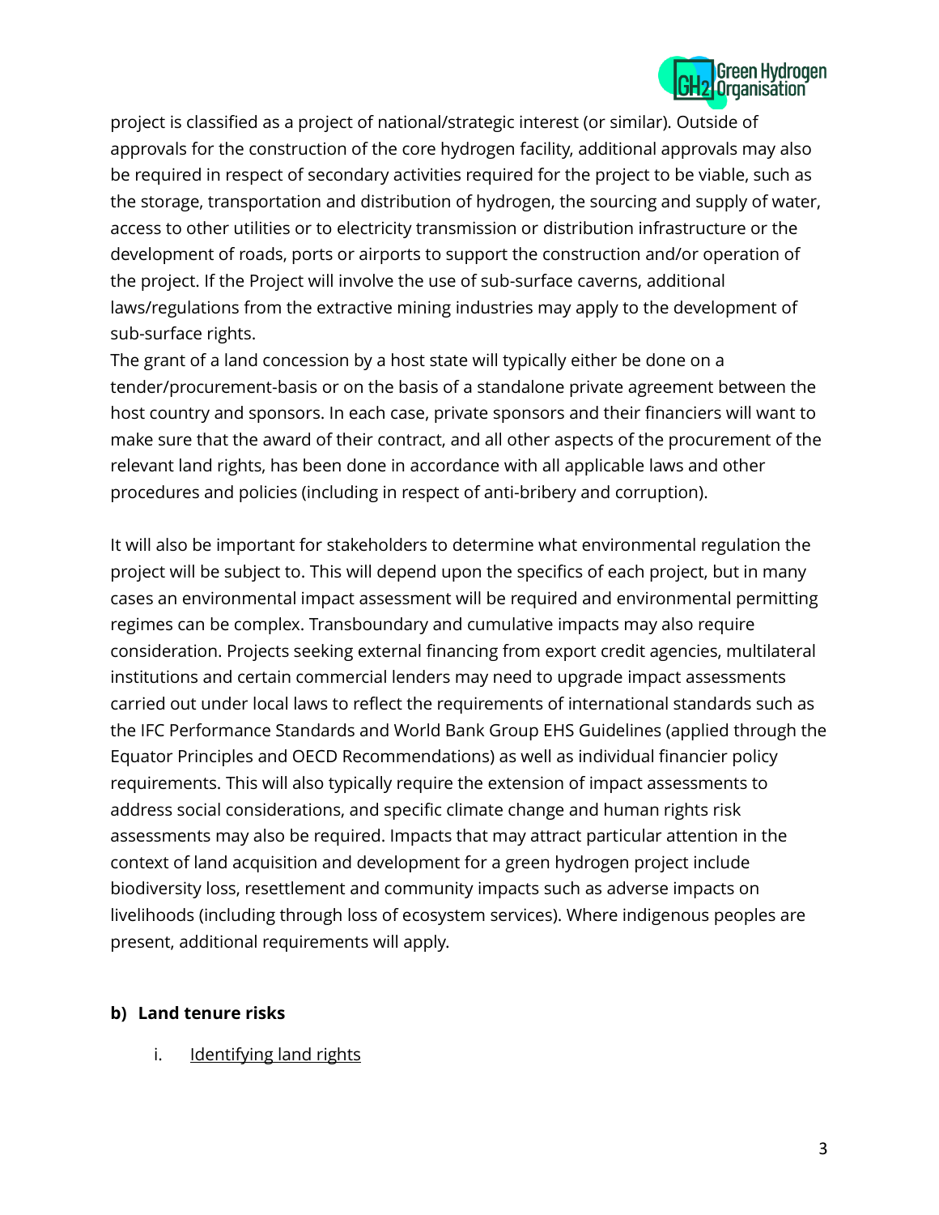project is classified as a project of national/strategic interest (or similar). Outside of approvals for the construction of the core hydrogen facility, additional approvals may also be required in respect of secondary activities required for the project to be viable, such as the storage, transportation and distribution of hydrogen, the sourcing and supply of water, access to other utilities or to electricity transmission or distribution infrastructure or the development of roads, ports or airports to support the construction and/or operation of the project. If the Project will involve the use of sub-surface caverns, additional laws/regulations from the extractive mining industries may apply to the development of sub-surface rights.

The grant of a land concession by a host state will typically either be done on a tender/procurement-basis or on the basis of a standalone private agreement between the host country and sponsors. In each case, private sponsors and their financiers will want to make sure that the award of their contract, and all other aspects of the procurement of the relevant land rights, has been done in accordance with all applicable laws and other procedures and policies (including in respect of anti-bribery and corruption).

It will also be important for stakeholders to determine what environmental regulation the project will be subject to. This will depend upon the specifics of each project, but in many cases an environmental impact assessment will be required and environmental permitting regimes can be complex. Transboundary and cumulative impacts may also require consideration. Projects seeking external financing from export credit agencies, multilateral institutions and certain commercial lenders may need to upgrade impact assessments carried out under local laws to reflect the requirements of international standards such as the IFC Performance Standards and World Bank Group EHS Guidelines (applied through the Equator Principles and OECD Recommendations) as well as individual financier policy requirements. This will also typically require the extension of impact assessments to address social considerations, and specific climate change and human rights risk assessments may also be required. Impacts that may attract particular attention in the context of land acquisition and development for a green hydrogen project include biodiversity loss, resettlement and community impacts such as adverse impacts on livelihoods (including through loss of ecosystem services). Where indigenous peoples are present, additional requirements will apply.

### b) Land tenure risks

i. Identifying land rights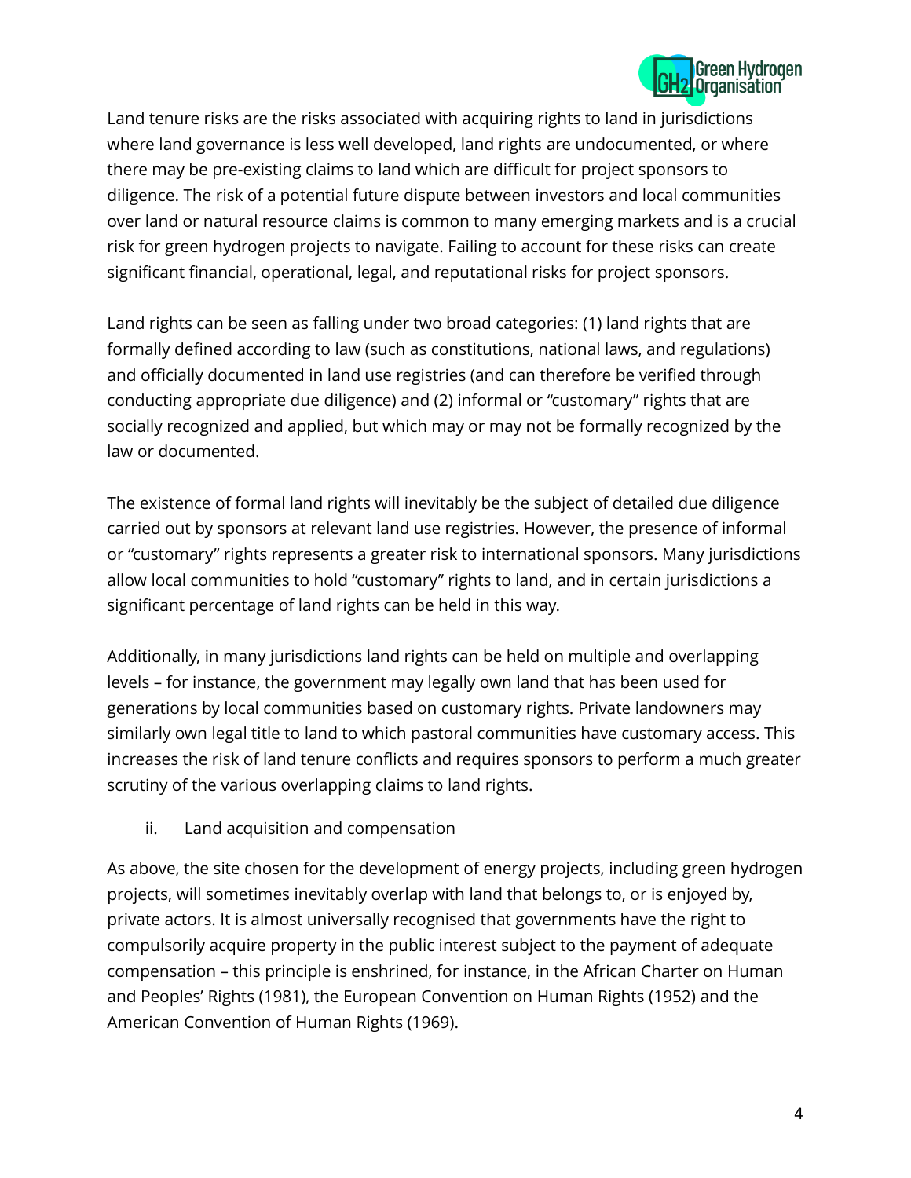Land tenure risks are the risks associated with acquiring rights to land in jurisdictions where land governance is less well developed, land rights are undocumented, or where there may be pre-existing claims to land which are difficult for project sponsors to diligence. The risk of a potential future dispute between investors and local communities over land or natural resource claims is common to many emerging markets and is a crucial risk for green hydrogen projects to navigate. Failing to account for these risks can create significant financial, operational, legal, and reputational risks for project sponsors.

Land rights can be seen as falling under two broad categories: (1) land rights that are formally defined according to law (such as constitutions, national laws, and regulations) and officially documented in land use registries (and can therefore be verified through conducting appropriate due diligence) and (2) informal or "customary" rights that are socially recognized and applied, but which may or may not be formally recognized by the law or documented.

The existence of formal land rights will inevitably be the subject of detailed due diligence carried out by sponsors at relevant land use registries. However, the presence of informal or "customary" rights represents a greater risk to international sponsors. Many jurisdictions allow local communities to hold "customary" rights to land, and in certain jurisdictions a significant percentage of land rights can be held in this way.

Additionally, in many jurisdictions land rights can be held on multiple and overlapping levels – for instance, the government may legally own land that has been used for generations by local communities based on customary rights. Private landowners may similarly own legal title to land to which pastoral communities have customary access. This increases the risk of land tenure conflicts and requires sponsors to perform a much greater scrutiny of the various overlapping claims to land rights.

ii. <u>Land acquisition and compensation</u>

As above, the site chosen for the development of energy projects, including green hydrogen projects, will sometimes inevitably overlap with land that belongs to, or is enjoyed by, private actors. It is almost universally recognised that governments have the right to compulsorily acquire property in the public interest subject to the payment of adequate compensation – this principle is enshrined, for instance, in the African Charter on Human and Peoples' Rights (1981), the European Convention on Human Rights (1952) and the American Convention of Human Rights (1969).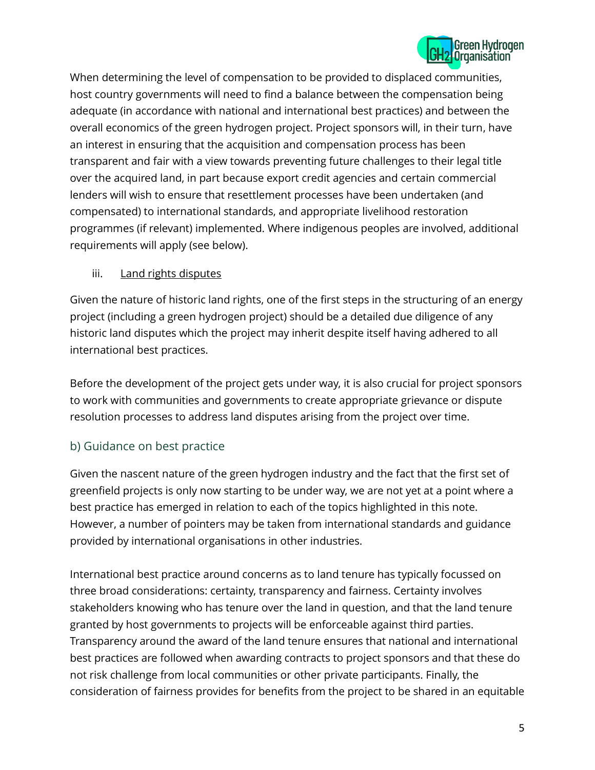When determining the level of compensation to be provided to displaced communities, host country governments will need to find a balance between the compensation being adequate (in accordance with national and international best practices) and between the overall economics of the green hydrogen project. Project sponsors will, in their turn, have an interest in ensuring that the acquisition and compensation process has been transparent and fair with a view towards preventing future challenges to their legal title over the acquired land, in part because export credit agencies and certain commercial lenders will wish to ensure that resettlement processes have been undertaken (and compensated) to international standards, and appropriate livelihood restoration programmes (if relevant) implemented. Where indigenous peoples are involved, additional requirements will apply (see below).

iii. Land rights disputes

Given the nature of historic land rights, one of the first steps in the structuring of an energy project (including a green hydrogen project) should be a detailed due diligence of any historic land disputes which the project may inherit despite itself having adhered to all international best practices.

Before the development of the project gets under way, it is also crucial for project sponsors to work with communities and governments to create appropriate grievance or dispute resolution processes to address land disputes arising from the project over time.

### b) Guidance on best practice

Given the nascent nature of the green hydrogen industry and the fact that the first set of greenfield projects is only now starting to be under way, we are not yet at a point where a best practice has emerged in relation to each of the topics highlighted in this note. However, a number of pointers may be taken from international standards and guidance provided by international organisations in other industries.

International best practice around concerns as to land tenure has typically focussed on three broad considerations: certainty, transparency and fairness. Certainty involves stakeholders knowing who has tenure over the land in question, and that the land tenure granted by host governments to projects will be enforceable against third parties. Transparency around the award of the land tenure ensures that national and international best practices are followed when awarding contracts to project sponsors and that these do not risk challenge from local communities or other private participants. Finally, the consideration of fairness provides for benefits from the project to be shared in an equitable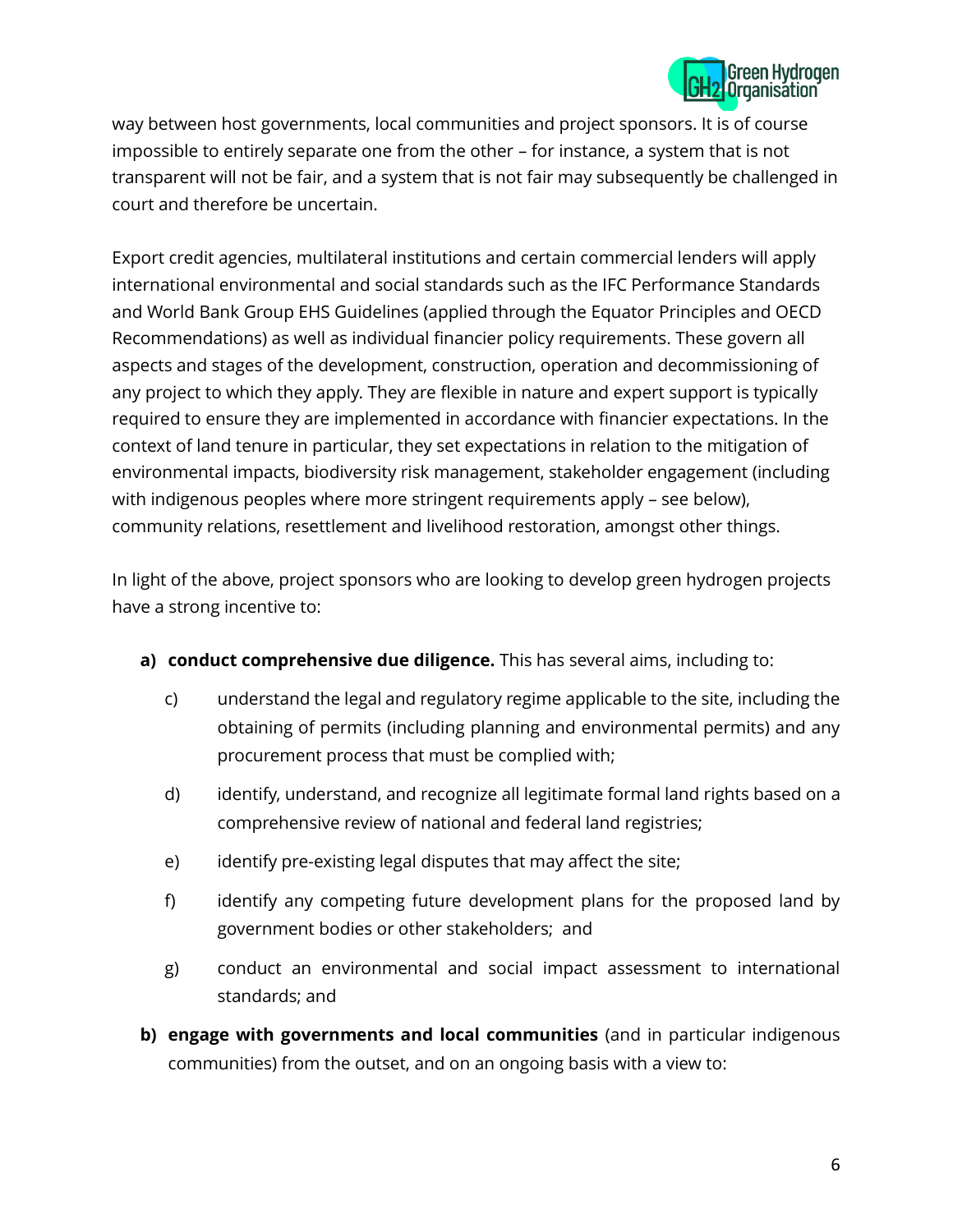way between host governments, local communities and project sponsors. It is of course impossible to entirely separate one from the other – for instance, a system that is not transparent will not be fair, and a system that is not fair may subsequently be challenged in court and therefore be uncertain.

Export credit agencies, multilateral institutions and certain commercial lenders will apply international environmental and social standards such as the IFC Performance Standards and World Bank Group EHS Guidelines (applied through the Equator Principles and OECD Recommendations) as well as individual financier policy requirements. These govern all aspects and stages of the development, construction, operation and decommissioning of any project to which they apply. They are flexible in nature and expert support is typically required to ensure they are implemented in accordance with financier expectations. In the context of land tenure in particular, they set expectations in relation to the mitigation of environmental impacts, biodiversity risk management, stakeholder engagement (including with indigenous peoples where more stringent requirements apply – see below), community relations, resettlement and livelihood restoration, amongst other things.

In light of the above, project sponsors who are looking to develop green hydrogen projects have a strong incentive to:

- a) **conduct comprehensive due diligence.** This has several aims, including to:
  - c) understand the legal and regulatory regime applicable to the site, including the obtaining of permits (including planning and environmental permits) and any procurement process that must be complied with;
  - d) identify, understand, and recognize all legitimate formal land rights based on a comprehensive review of national and federal land registries;
  - e) identify pre-existing legal disputes that may affect the site;
  - f) identify any competing future development plans for the proposed land by government bodies or other stakeholders; and
  - g) conduct an environmental and social impact assessment to international standards; and
- b) **engage with governments and local communities** (and in particular indigenous communities) from the outset, and on an ongoing basis with a view to: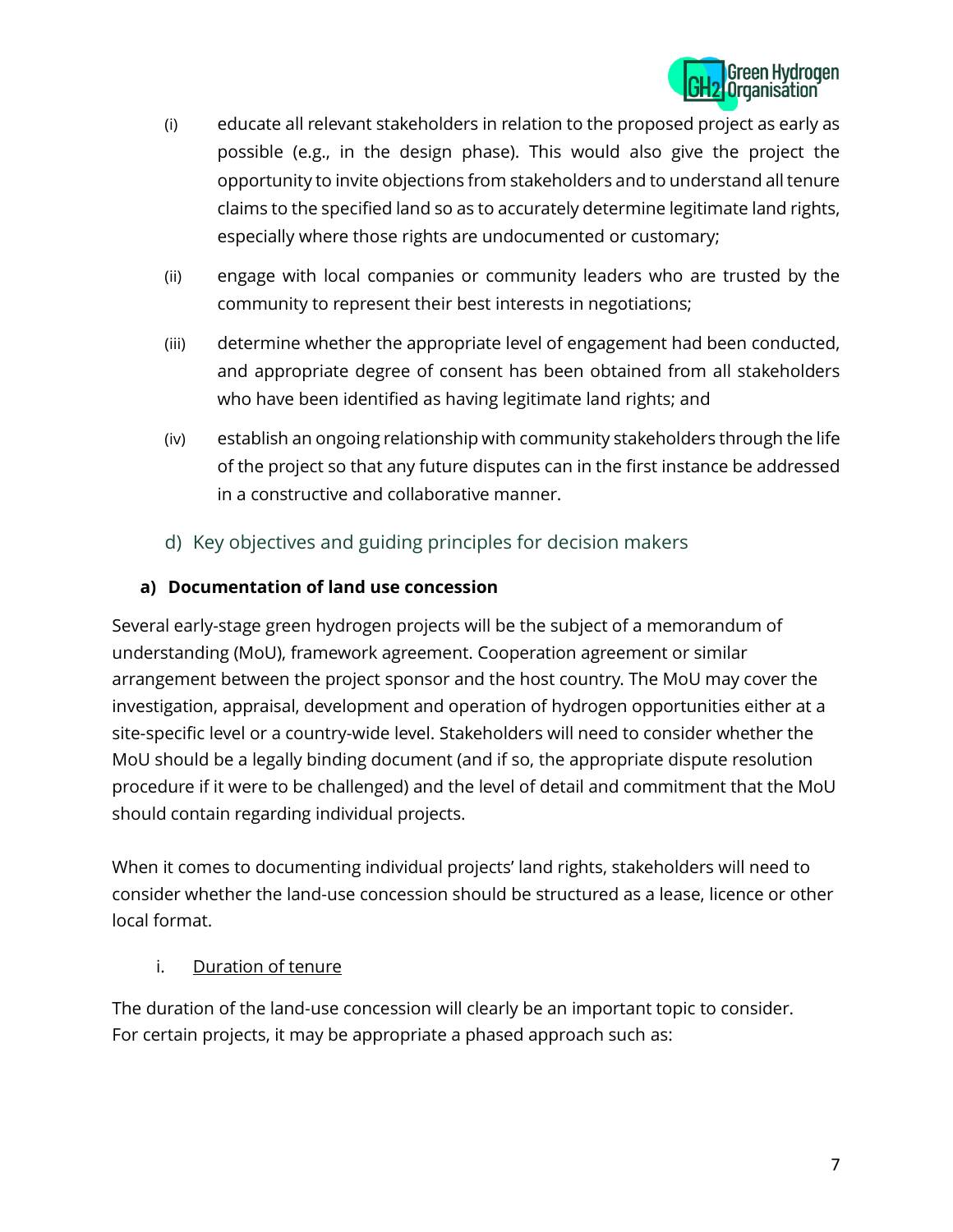(i) educate all relevant stakeholders in relation to the proposed project as early as possible (e.g., in the design phase). This would also give the project the opportunity to invite objections from stakeholders and to understand all tenure claims to the specified land so as to accurately determine legitimate land rights, especially where those rights are undocumented or customary;

(ii) engage with local companies or community leaders who are trusted by the community to represent their best interests in negotiations;

(iii) determine whether the appropriate level of engagement had been conducted, and appropriate degree of consent has been obtained from all stakeholders who have been identified as having legitimate land rights; and

(iv) establish an ongoing relationship with community stakeholders through the life of the project so that any future disputes can in the first instance be addressed in a constructive and collaborative manner.

## d) Key objectives and guiding principles for decision makers

### a) Documentation of land use concession

Several early-stage green hydrogen projects will be the subject of a memorandum of understanding (MoU), framework agreement. Cooperation agreement or similar arrangement between the project sponsor and the host country. The MoU may cover the investigation, appraisal, development and operation of hydrogen opportunities either at a site-specific level or a country-wide level. Stakeholders will need to consider whether the MoU should be a legally binding document (and if so, the appropriate dispute resolution procedure if it were to be challenged) and the level of detail and commitment that the MoU should contain regarding individual projects.

When it comes to documenting individual projects' land rights, stakeholders will need to consider whether the land-use concession should be structured as a lease, licence or other local format.

i. <u>Duration of tenure</u>

The duration of the land-use concession will clearly be an important topic to consider. For certain projects, it may be appropriate a phased approach such as: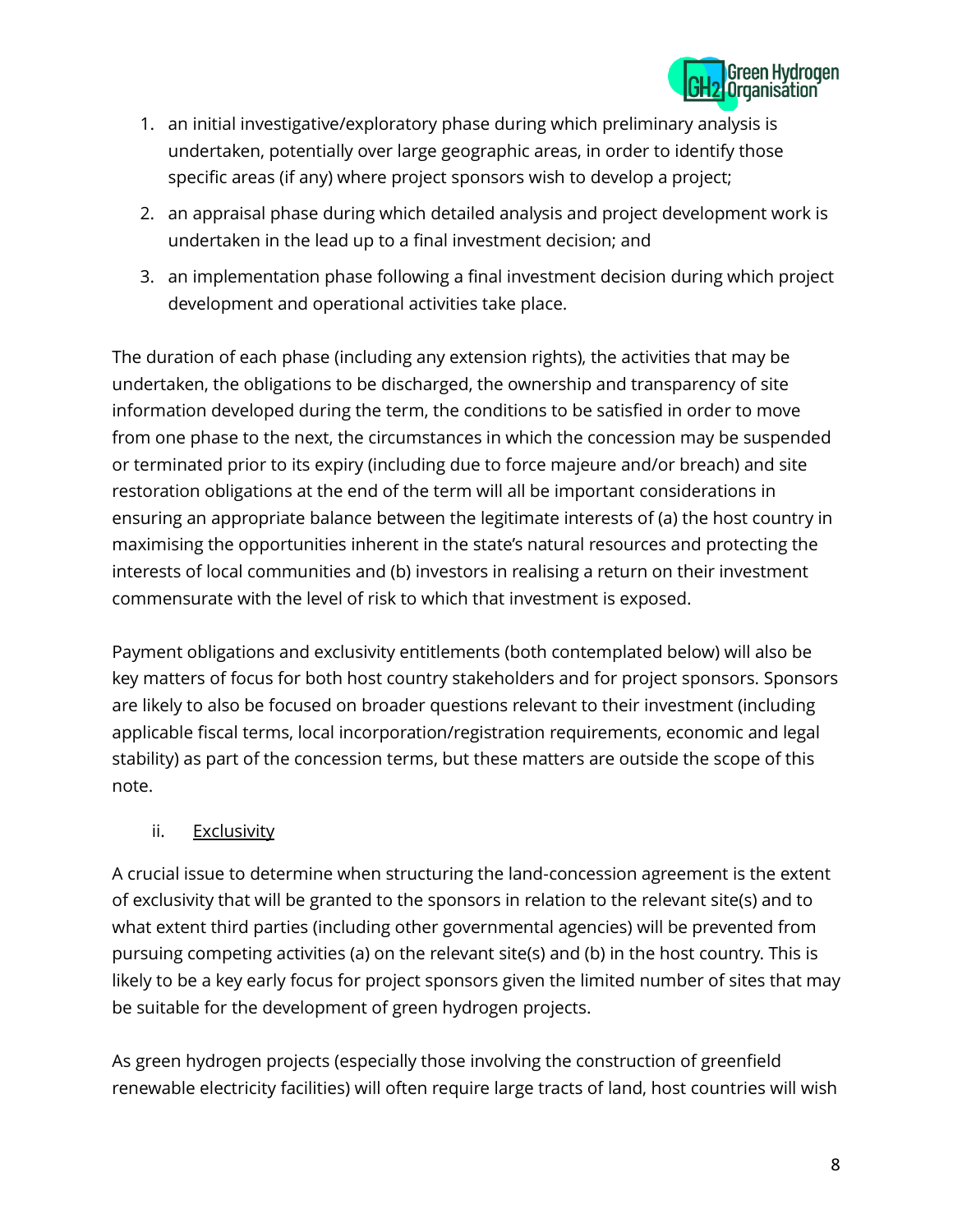1. an initial investigative/exploratory phase during which preliminary analysis is undertaken, potentially over large geographic areas, in order to identify those specific areas (if any) where project sponsors wish to develop a project;
2. an appraisal phase during which detailed analysis and project development work is undertaken in the lead up to a final investment decision; and
3. an implementation phase following a final investment decision during which project development and operational activities take place.

The duration of each phase (including any extension rights), the activities that may be undertaken, the obligations to be discharged, the ownership and transparency of site information developed during the term, the conditions to be satisfied in order to move from one phase to the next, the circumstances in which the concession may be suspended or terminated prior to its expiry (including due to force majeure and/or breach) and site restoration obligations at the end of the term will all be important considerations in ensuring an appropriate balance between the legitimate interests of (a) the host country in maximising the opportunities inherent in the state's natural resources and protecting the interests of local communities and (b) investors in realising a return on their investment commensurate with the level of risk to which that investment is exposed.

Payment obligations and exclusivity entitlements (both contemplated below) will also be key matters of focus for both host country stakeholders and for project sponsors. Sponsors are likely to also be focused on broader questions relevant to their investment (including applicable fiscal terms, local incorporation/registration requirements, economic and legal stability) as part of the concession terms, but these matters are outside the scope of this note.

ii. <u>Exclusivity</u>

A crucial issue to determine when structuring the land-concession agreement is the extent of exclusivity that will be granted to the sponsors in relation to the relevant site(s) and to what extent third parties (including other governmental agencies) will be prevented from pursuing competing activities (a) on the relevant site(s) and (b) in the host country. This is likely to be a key early focus for project sponsors given the limited number of sites that may be suitable for the development of green hydrogen projects.

As green hydrogen projects (especially those involving the construction of greenfield renewable electricity facilities) will often require large tracts of land, host countries will wish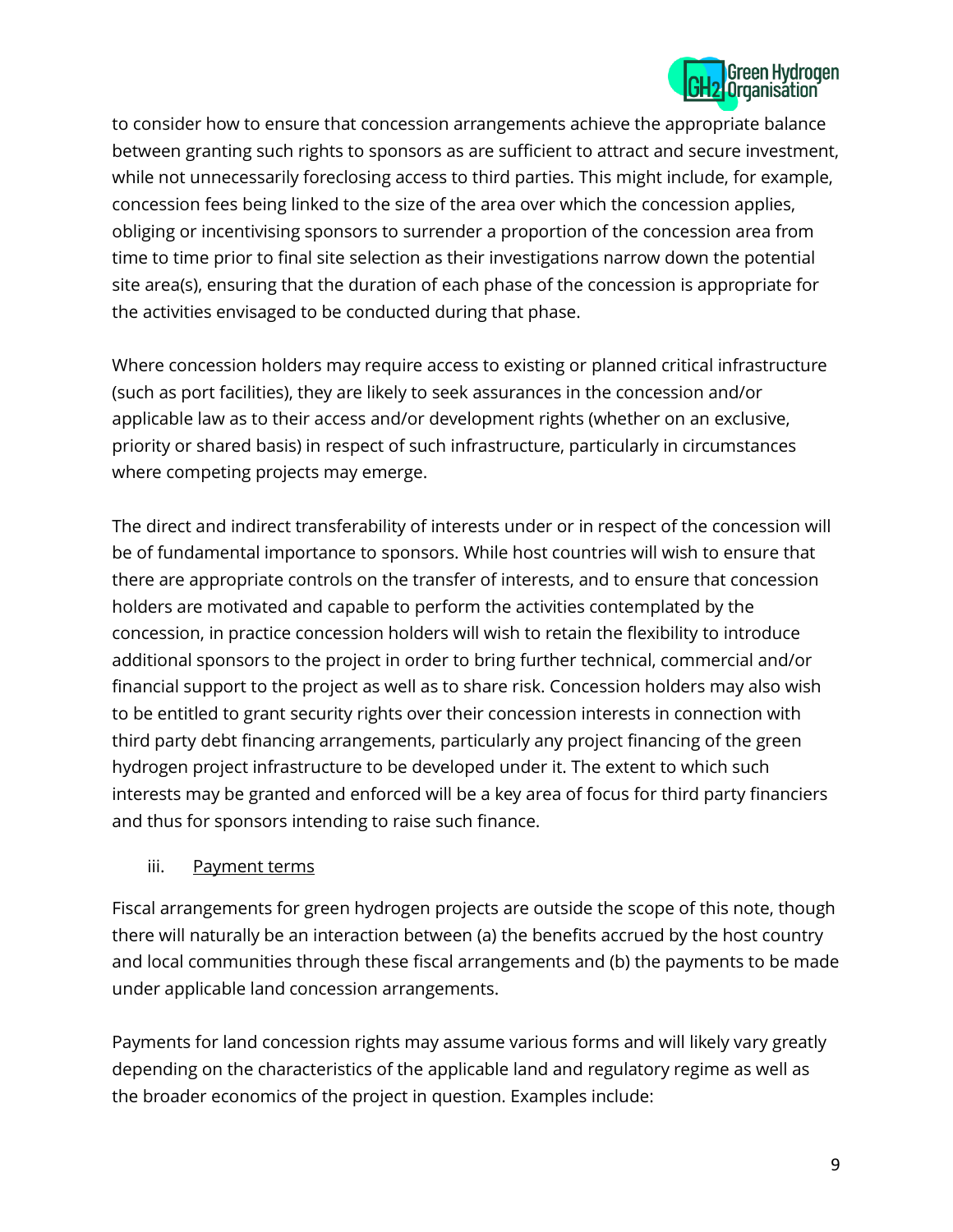to consider how to ensure that concession arrangements achieve the appropriate balance between granting such rights to sponsors as are sufficient to attract and secure investment, while not unnecessarily foreclosing access to third parties. This might include, for example, concession fees being linked to the size of the area over which the concession applies, obliging or incentivising sponsors to surrender a proportion of the concession area from time to time prior to final site selection as their investigations narrow down the potential site area(s), ensuring that the duration of each phase of the concession is appropriate for the activities envisaged to be conducted during that phase.

Where concession holders may require access to existing or planned critical infrastructure (such as port facilities), they are likely to seek assurances in the concession and/or applicable law as to their access and/or development rights (whether on an exclusive, priority or shared basis) in respect of such infrastructure, particularly in circumstances where competing projects may emerge.

The direct and indirect transferability of interests under or in respect of the concession will be of fundamental importance to sponsors. While host countries will wish to ensure that there are appropriate controls on the transfer of interests, and to ensure that concession holders are motivated and capable to perform the activities contemplated by the concession, in practice concession holders will wish to retain the flexibility to introduce additional sponsors to the project in order to bring further technical, commercial and/or financial support to the project as well as to share risk. Concession holders may also wish to be entitled to grant security rights over their concession interests in connection with third party debt financing arrangements, particularly any project financing of the green hydrogen project infrastructure to be developed under it. The extent to which such interests may be granted and enforced will be a key area of focus for third party financiers and thus for sponsors intending to raise such finance.

iii. Payment terms

Fiscal arrangements for green hydrogen projects are outside the scope of this note, though there will naturally be an interaction between (a) the benefits accrued by the host country and local communities through these fiscal arrangements and (b) the payments to be made under applicable land concession arrangements.

Payments for land concession rights may assume various forms and will likely vary greatly depending on the characteristics of the applicable land and regulatory regime as well as the broader economics of the project in question. Examples include: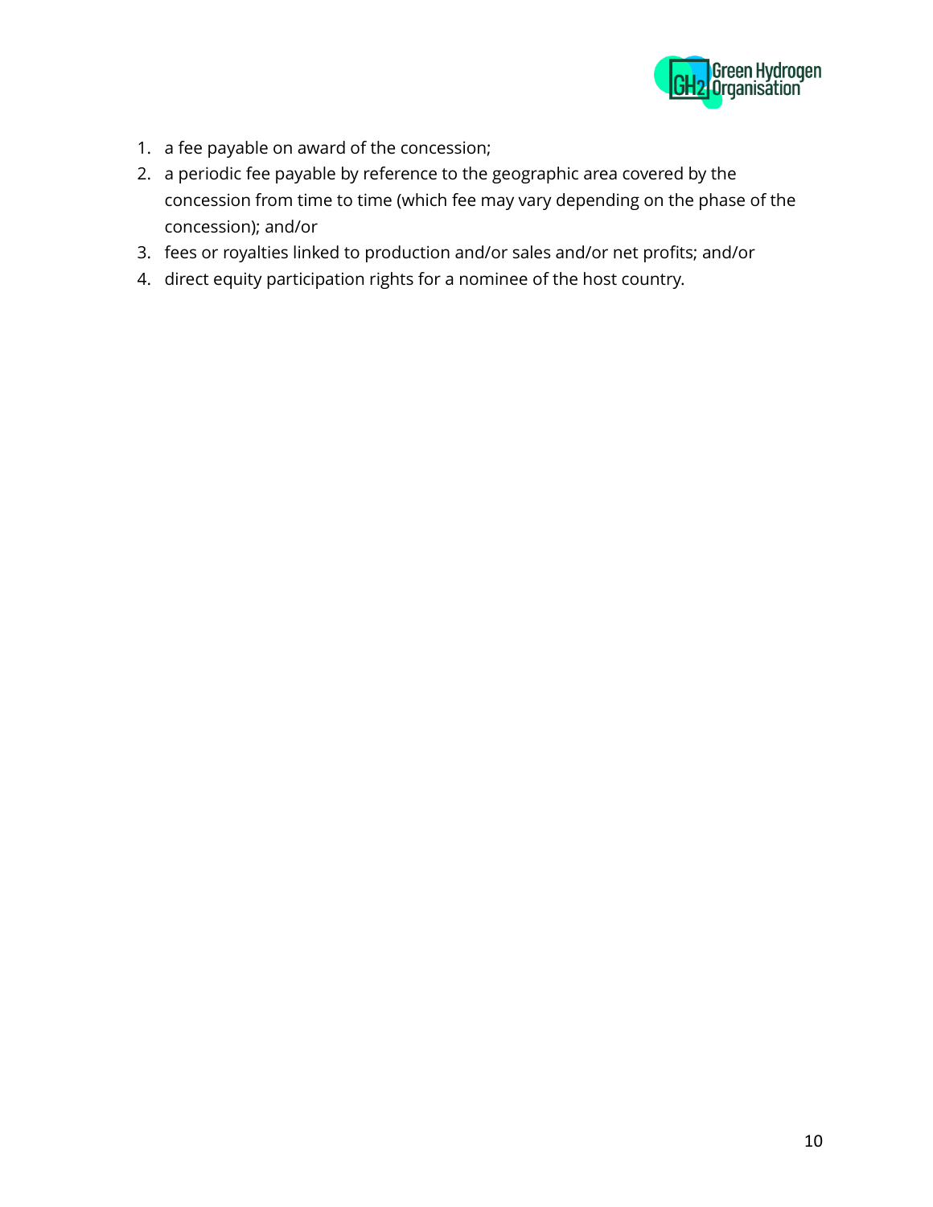1. a fee payable on award of the concession;
2. a periodic fee payable by reference to the geographic area covered by the concession from time to time (which fee may vary depending on the phase of the concession); and/or
3. fees or royalties linked to production and/or sales and/or net profits; and/or
4. direct equity participation rights for a nominee of the host country.